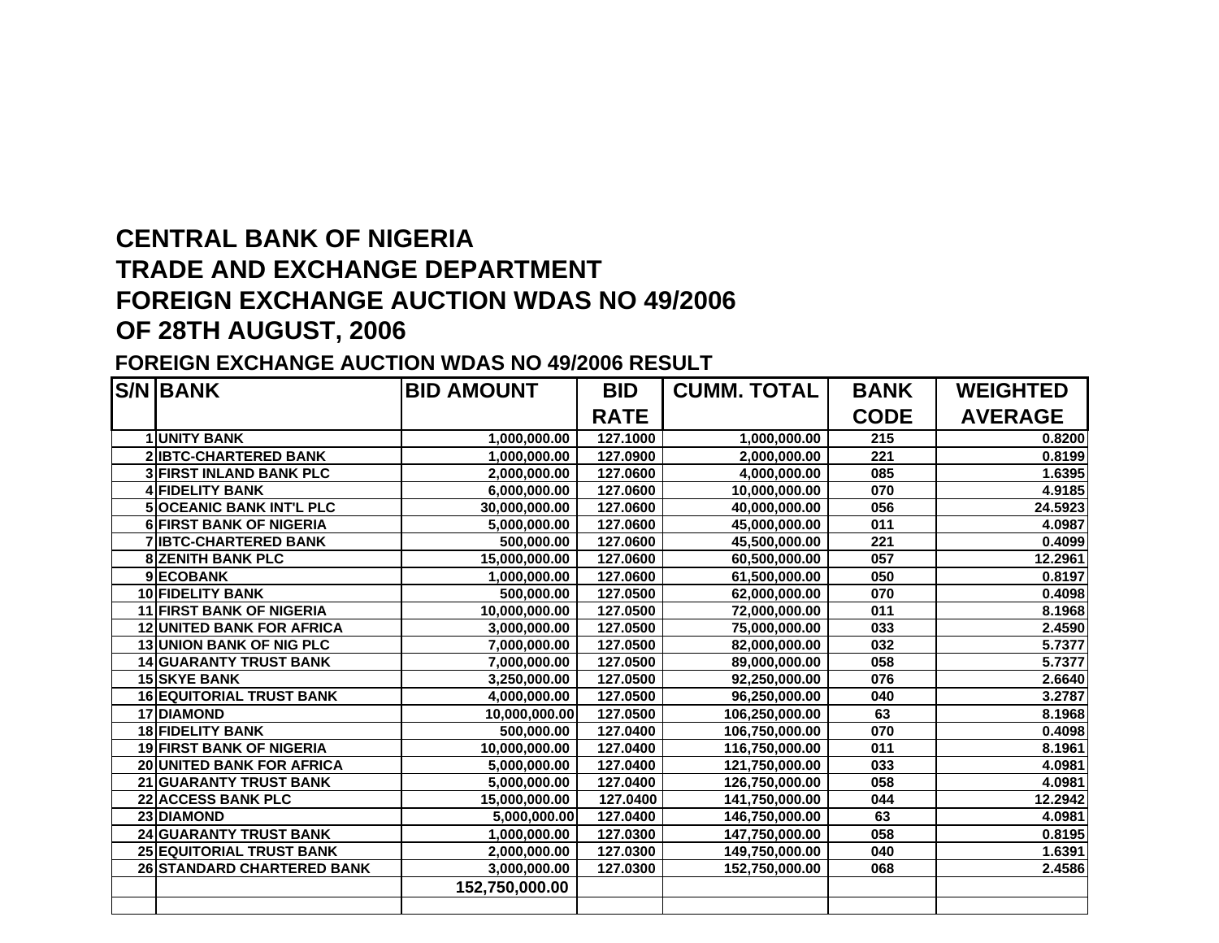# CENTRAL BANK OF NIGERIA
# TRADE AND EXCHANGE DEPARTMENT
# FOREIGN EXCHANGE AUCTION WDAS NO 49/2006
# OF 28TH AUGUST, 2006

## FOREIGN EXCHANGE AUCTION WDAS NO 49/2006 RESULT

| S/N | BANK | BID AMOUNT | BID RATE | CUMM. TOTAL | BANK CODE | WEIGHTED AVERAGE |
|---|---|---|---|---|---|---|
| 1 | UNITY BANK | 1,000,000.00 | 127.1000 | 1,000,000.00 | 215 | 0.8200 |
| 2 | IBTC-CHARTERED BANK | 1,000,000.00 | 127.0900 | 2,000,000.00 | 221 | 0.8199 |
| 3 | FIRST INLAND BANK PLC | 2,000,000.00 | 127.0600 | 4,000,000.00 | 085 | 1.6395 |
| 4 | FIDELITY BANK | 6,000,000.00 | 127.0600 | 10,000,000.00 | 070 | 4.9185 |
| 5 | OCEANIC BANK INT'L PLC | 30,000,000.00 | 127.0600 | 40,000,000.00 | 056 | 24.5923 |
| 6 | FIRST BANK OF NIGERIA | 5,000,000.00 | 127.0600 | 45,000,000.00 | 011 | 4.0987 |
| 7 | IBTC-CHARTERED BANK | 500,000.00 | 127.0600 | 45,500,000.00 | 221 | 0.4099 |
| 8 | ZENITH BANK PLC | 15,000,000.00 | 127.0600 | 60,500,000.00 | 057 | 12.2961 |
| 9 | ECOBANK | 1,000,000.00 | 127.0600 | 61,500,000.00 | 050 | 0.8197 |
| 10 | FIDELITY BANK | 500,000.00 | 127.0500 | 62,000,000.00 | 070 | 0.4098 |
| 11 | FIRST BANK OF NIGERIA | 10,000,000.00 | 127.0500 | 72,000,000.00 | 011 | 8.1968 |
| 12 | UNITED BANK FOR AFRICA | 3,000,000.00 | 127.0500 | 75,000,000.00 | 033 | 2.4590 |
| 13 | UNION BANK OF NIG PLC | 7,000,000.00 | 127.0500 | 82,000,000.00 | 032 | 5.7377 |
| 14 | GUARANTY TRUST BANK | 7,000,000.00 | 127.0500 | 89,000,000.00 | 058 | 5.7377 |
| 15 | SKYE BANK | 3,250,000.00 | 127.0500 | 92,250,000.00 | 076 | 2.6640 |
| 16 | EQUITORIAL TRUST BANK | 4,000,000.00 | 127.0500 | 96,250,000.00 | 040 | 3.2787 |
| 17 | DIAMOND | 10,000,000.00 | 127.0500 | 106,250,000.00 | 63 | 8.1968 |
| 18 | FIDELITY BANK | 500,000.00 | 127.0400 | 106,750,000.00 | 070 | 0.4098 |
| 19 | FIRST BANK OF NIGERIA | 10,000,000.00 | 127.0400 | 116,750,000.00 | 011 | 8.1961 |
| 20 | UNITED BANK FOR AFRICA | 5,000,000.00 | 127.0400 | 121,750,000.00 | 033 | 4.0981 |
| 21 | GUARANTY TRUST BANK | 5,000,000.00 | 127.0400 | 126,750,000.00 | 058 | 4.0981 |
| 22 | ACCESS BANK PLC | 15,000,000.00 | 127.0400 | 141,750,000.00 | 044 | 12.2942 |
| 23 | DIAMOND | 5,000,000.00 | 127.0400 | 146,750,000.00 | 63 | 4.0981 |
| 24 | GUARANTY TRUST BANK | 1,000,000.00 | 127.0300 | 147,750,000.00 | 058 | 0.8195 |
| 25 | EQUITORIAL TRUST BANK | 2,000,000.00 | 127.0300 | 149,750,000.00 | 040 | 1.6391 |
| 26 | STANDARD CHARTERED BANK | 3,000,000.00 | 127.0300 | 152,750,000.00 | 068 | 2.4586 |
| | | 152,750,000.00 | | | | |
| | | | | | | |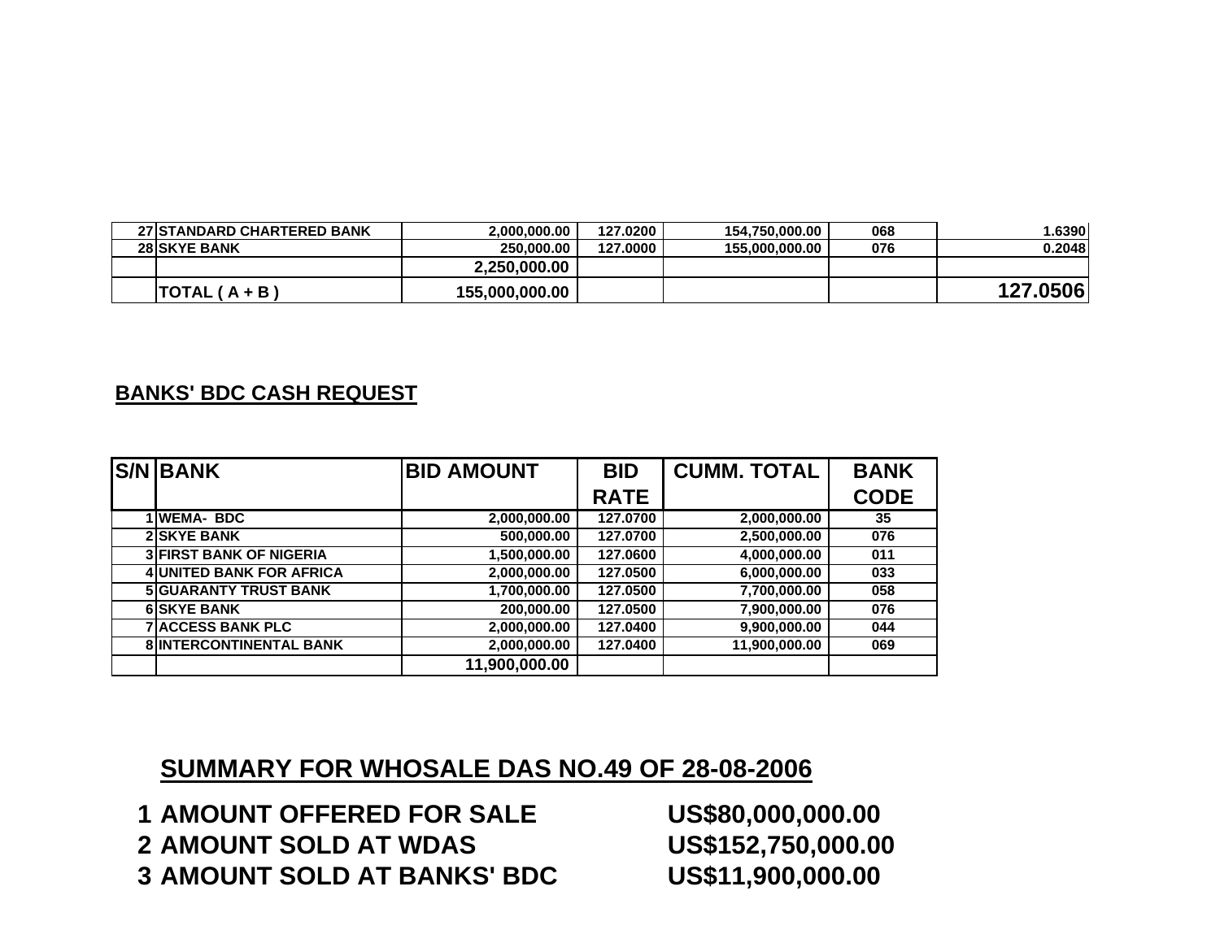| | | | | | | |
|---|---|---|---|---|---|---|
| 27 | STANDARD CHARTERED BANK | 2,000,000.00 | 127.0200 | 154,750,000.00 | 068 | 1.6390 |
| 28 | SKYE BANK | 250,000.00 | 127.0000 | 155,000,000.00 | 076 | 0.2048 |
| | | 2,250,000.00 | | | | |
| | TOTAL ( A + B ) | 155,000,000.00 | | | | 127.0506 |

**BANKS' BDC CASH REQUEST**

| S/N | BANK | BID AMOUNT | BID RATE | CUMM. TOTAL | BANK CODE |
|---|---|---|---|---|---|
| 1 | WEMA- BDC | 2,000,000.00 | 127.0700 | 2,000,000.00 | 35 |
| 2 | SKYE BANK | 500,000.00 | 127.0700 | 2,500,000.00 | 076 |
| 3 | FIRST BANK OF NIGERIA | 1,500,000.00 | 127.0600 | 4,000,000.00 | 011 |
| 4 | UNITED BANK FOR AFRICA | 2,000,000.00 | 127.0500 | 6,000,000.00 | 033 |
| 5 | GUARANTY TRUST BANK | 1,700,000.00 | 127.0500 | 7,700,000.00 | 058 |
| 6 | SKYE BANK | 200,000.00 | 127.0500 | 7,900,000.00 | 076 |
| 7 | ACCESS BANK PLC | 2,000,000.00 | 127.0400 | 9,900,000.00 | 044 |
| 8 | INTERCONTINENTAL BANK | 2,000,000.00 | 127.0400 | 11,900,000.00 | 069 |
| | | 11,900,000.00 | | | |

## SUMMARY FOR WHOSALE DAS NO.49 OF 28-08-2006

| | | |
|---|---|---|
| 1 | AMOUNT OFFERED FOR SALE | US$80,000,000.00 |
| 2 | AMOUNT SOLD AT WDAS | US$152,750,000.00 |
| 3 | AMOUNT SOLD AT BANKS' BDC | US$11,900,000.00 |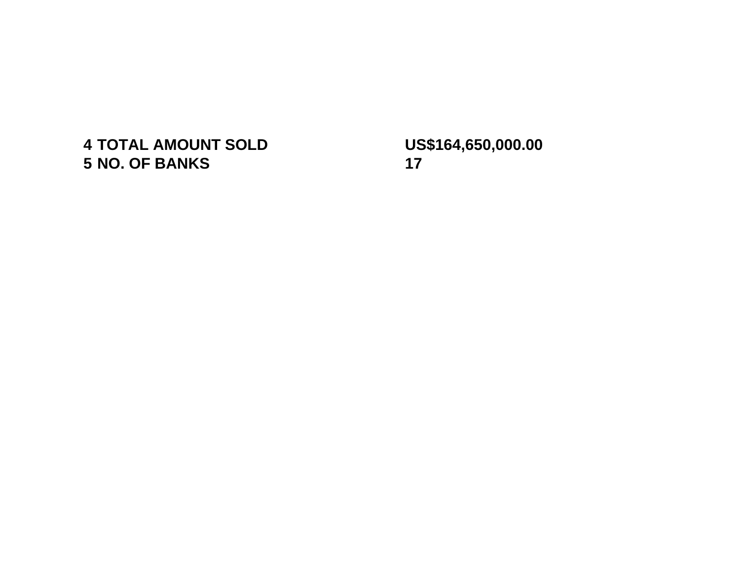| | |
|---|---|
| **4 TOTAL AMOUNT SOLD** | **US$164,650,000.00** |
| **5 NO. OF BANKS** | **17** |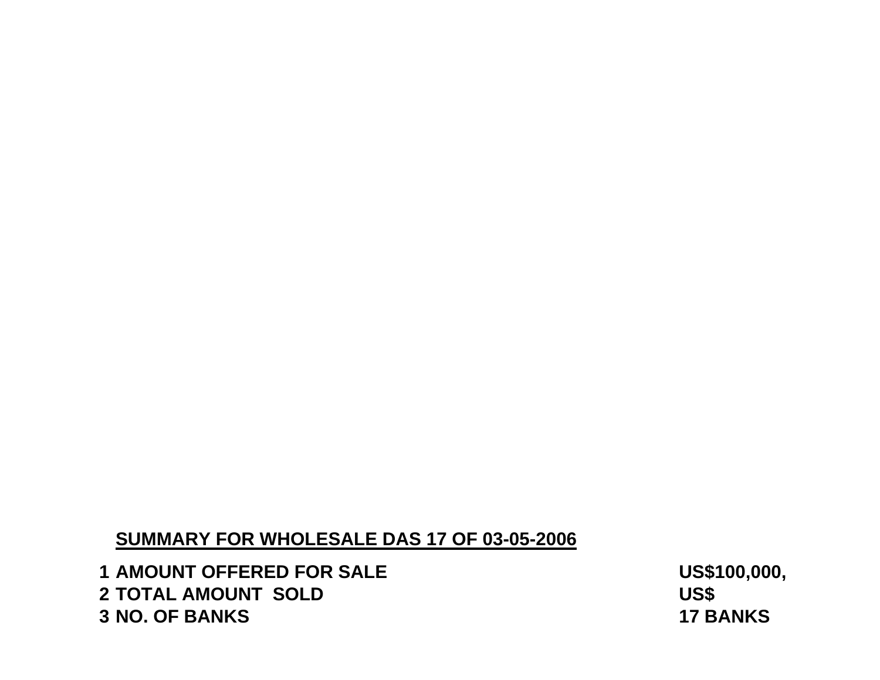**<u>SUMMARY FOR WHOLESALE DAS 17 OF 03-05-2006</u>**

| | | |
|---|---|---|
| **1** | **AMOUNT OFFERED FOR SALE** | **US$100,000,** |
| **2** | **TOTAL AMOUNT SOLD** | **US$** |
| **3** | **NO. OF BANKS** | **17 BANKS** |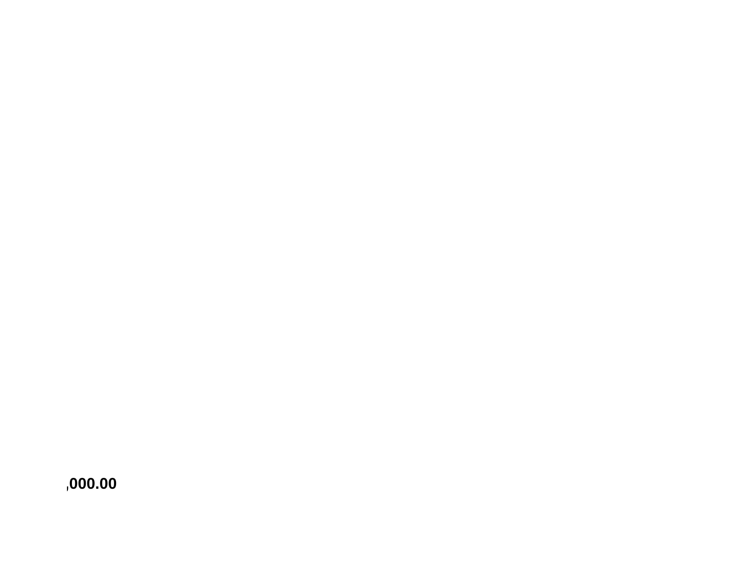,000.00